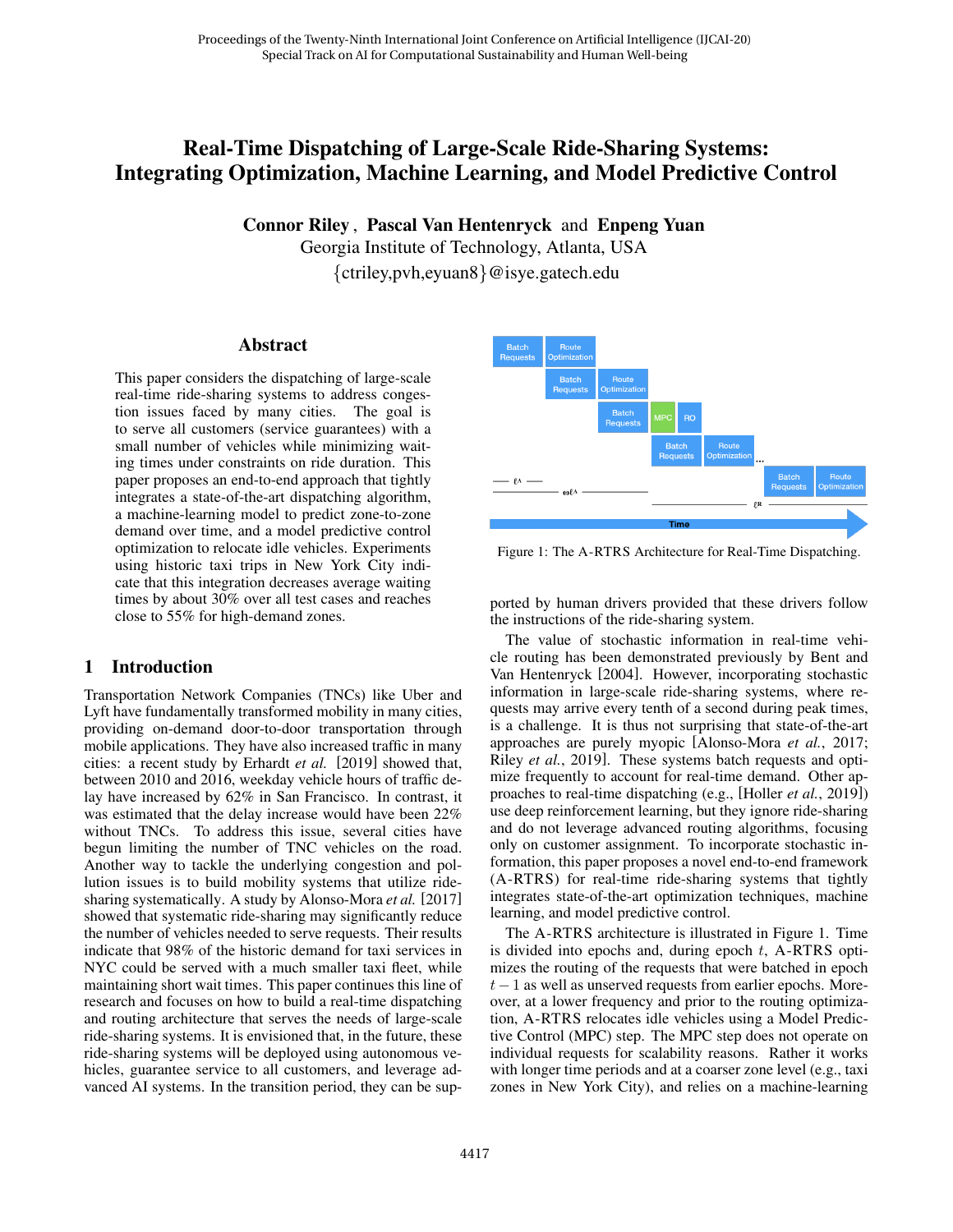# Real-Time Dispatching of Large-Scale Ride-Sharing Systems: Integrating Optimization, Machine Learning, and Model Predictive Control

**Connor Riley**, **Pascal Van Hentenryck** and **Enpeng Yuan**

Georgia Institute of Technology, Atlanta, USA

{ctriley,pvh,eyuan8}@isye.gatech.edu

## Abstract

This paper considers the dispatching of large-scale real-time ride-sharing systems to address congestion issues faced by many cities. The goal is to serve all customers (service guarantees) with a small number of vehicles while minimizing waiting times under constraints on ride duration. This paper proposes an end-to-end approach that tightly integrates a state-of-the-art dispatching algorithm, a machine-learning model to predict zone-to-zone demand over time, and a model predictive control optimization to relocate idle vehicles. Experiments using historic taxi trips in New York City indicate that this integration decreases average waiting times by about 30% over all test cases and reaches close to 55% for high-demand zones.

## 1 Introduction

Transportation Network Companies (TNCs) like Uber and Lyft have fundamentally transformed mobility in many cities, providing on-demand door-to-door transportation through mobile applications. They have also increased traffic in many cities: a recent study by Erhardt *et al.* [2019] showed that, between 2010 and 2016, weekday vehicle hours of traffic delay have increased by 62% in San Francisco. In contrast, it was estimated that the delay increase would have been 22% without TNCs. To address this issue, several cities have begun limiting the number of TNC vehicles on the road. Another way to tackle the underlying congestion and pollution issues is to build mobility systems that utilize ride-sharing systematically. A study by Alonso-Mora *et al.* [2017] showed that systematic ride-sharing may significantly reduce the number of vehicles needed to serve requests. Their results indicate that 98% of the historic demand for taxi services in NYC could be served with a much smaller taxi fleet, while maintaining short wait times. This paper continues this line of research and focuses on how to build a real-time dispatching and routing architecture that serves the needs of large-scale ride-sharing systems. It is envisioned that, in the future, these ride-sharing systems will be deployed using autonomous vehicles, guarantee service to all customers, and leverage advanced AI systems. In the transition period, they can be supported by human drivers provided that these drivers follow the instructions of the ride-sharing system.

Figure 1: The A-RTRS Architecture for Real-Time Dispatching.

The value of stochastic information in real-time vehicle routing has been demonstrated previously by Bent and Van Hentenryck [2004]. However, incorporating stochastic information in large-scale ride-sharing systems, where requests may arrive every tenth of a second during peak times, is a challenge. It is thus not surprising that state-of-the-art approaches are purely myopic [Alonso-Mora *et al.*, 2017; Riley *et al.*, 2019]. These systems batch requests and optimize frequently to account for real-time demand. Other approaches to real-time dispatching (e.g., [Holler *et al.*, 2019]) use deep reinforcement learning, but they ignore ride-sharing and do not leverage advanced routing algorithms, focusing only on customer assignment. To incorporate stochastic information, this paper proposes a novel end-to-end framework (A-RTRS) for real-time ride-sharing systems that tightly integrates state-of-the-art optimization techniques, machine learning, and model predictive control.

The A-RTRS architecture is illustrated in Figure 1. Time is divided into epochs and, during epoch $t$, A-RTRS optimizes the routing of the requests that were batched in epoch $t-1$ as well as unserved requests from earlier epochs. Moreover, at a lower frequency and prior to the routing optimization, A-RTRS relocates idle vehicles using a Model Predictive Control (MPC) step. The MPC step does not operate on individual requests for scalability reasons. Rather it works with longer time periods and at a coarser zone level (e.g., taxi zones in New York City), and relies on a machine-learning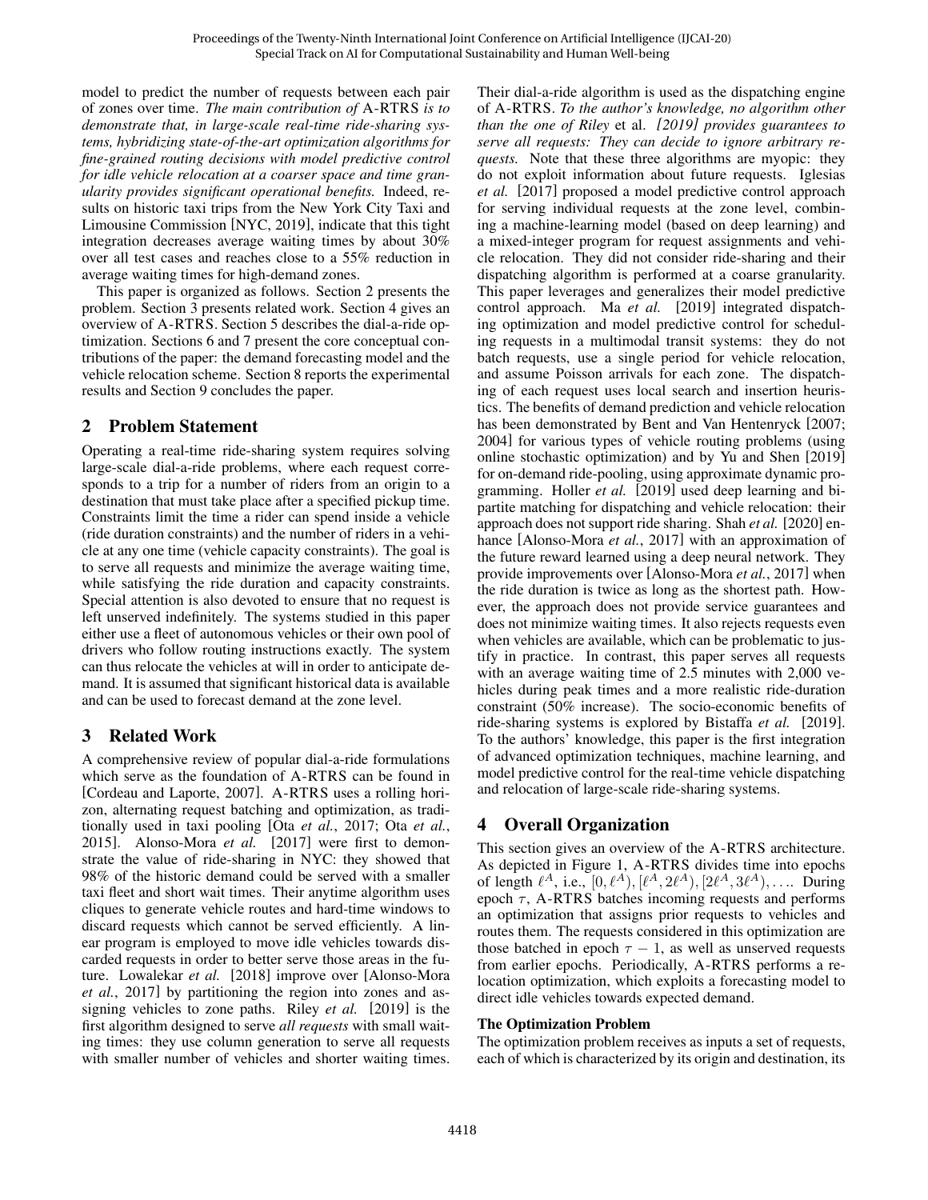model to predict the number of requests between each pair of zones over time. *The main contribution of* A-RTRS *is to demonstrate that, in large-scale real-time ride-sharing systems, hybridizing state-of-the-art optimization algorithms for fine-grained routing decisions with model predictive control for idle vehicle relocation at a coarser space and time granularity provides significant operational benefits.* Indeed, results on historic taxi trips from the New York City Taxi and Limousine Commission [NYC, 2019], indicate that this tight integration decreases average waiting times by about 30% over all test cases and reaches close to a 55% reduction in average waiting times for high-demand zones.

This paper is organized as follows. Section 2 presents the problem. Section 3 presents related work. Section 4 gives an overview of A-RTRS. Section 5 describes the dial-a-ride optimization. Sections 6 and 7 present the core conceptual contributions of the paper: the demand forecasting model and the vehicle relocation scheme. Section 8 reports the experimental results and Section 9 concludes the paper.

## 2 Problem Statement

Operating a real-time ride-sharing system requires solving large-scale dial-a-ride problems, where each request corresponds to a trip for a number of riders from an origin to a destination that must take place after a specified pickup time. Constraints limit the time a rider can spend inside a vehicle (ride duration constraints) and the number of riders in a vehicle at any one time (vehicle capacity constraints). The goal is to serve all requests and minimize the average waiting time, while satisfying the ride duration and capacity constraints. Special attention is also devoted to ensure that no request is left unserved indefinitely. The systems studied in this paper either use a fleet of autonomous vehicles or their own pool of drivers who follow routing instructions exactly. The system can thus relocate the vehicles at will in order to anticipate demand. It is assumed that significant historical data is available and can be used to forecast demand at the zone level.

## 3 Related Work

A comprehensive review of popular dial-a-ride formulations which serve as the foundation of A-RTRS can be found in [Cordeau and Laporte, 2007]. A-RTRS uses a rolling horizon, alternating request batching and optimization, as traditionally used in taxi pooling [Ota *et al.*, 2017; Ota *et al.*, 2015]. Alonso-Mora *et al.* [2017] were first to demonstrate the value of ride-sharing in NYC: they showed that 98% of the historic demand could be served with a smaller taxi fleet and short wait times. Their anytime algorithm uses cliques to generate vehicle routes and hard-time windows to discard requests which cannot be served efficiently. A linear program is employed to move idle vehicles towards discarded requests in order to better serve those areas in the future. Lowalekar *et al.* [2018] improve over [Alonso-Mora *et al.*, 2017] by partitioning the region into zones and assigning vehicles to zone paths. Riley *et al.* [2019] is the first algorithm designed to serve *all requests* with small waiting times: they use column generation to serve all requests with smaller number of vehicles and shorter waiting times. Their dial-a-ride algorithm is used as the dispatching engine of A-RTRS. *To the author's knowledge, no algorithm other than the one of Riley* et al. *[2019] provides guarantees to serve all requests: They can decide to ignore arbitrary requests.* Note that these three algorithms are myopic: they do not exploit information about future requests. Iglesias *et al.* [2017] proposed a model predictive control approach for serving individual requests at the zone level, combining a machine-learning model (based on deep learning) and a mixed-integer program for request assignments and vehicle relocation. They did not consider ride-sharing and their dispatching algorithm is performed at a coarse granularity. This paper leverages and generalizes their model predictive control approach. Ma *et al.* [2019] integrated dispatching optimization and model predictive control for scheduling requests in a multimodal transit systems: they do not batch requests, use a single period for vehicle relocation, and assume Poisson arrivals for each zone. The dispatching of each request uses local search and insertion heuristics. The benefits of demand prediction and vehicle relocation has been demonstrated by Bent and Van Hentenryck [2007; 2004] for various types of vehicle routing problems (using online stochastic optimization) and by Yu and Shen [2019] for on-demand ride-pooling, using approximate dynamic programming. Holler *et al.* [2019] used deep learning and bipartite matching for dispatching and vehicle relocation: their approach does not support ride sharing. Shah *et al.* [2020] enhance [Alonso-Mora *et al.*, 2017] with an approximation of the future reward learned using a deep neural network. They provide improvements over [Alonso-Mora *et al.*, 2017] when the ride duration is twice as long as the shortest path. However, the approach does not provide service guarantees and does not minimize waiting times. It also rejects requests even when vehicles are available, which can be problematic to justify in practice. In contrast, this paper serves all requests with an average waiting time of 2.5 minutes with 2,000 vehicles during peak times and a more realistic ride-duration constraint (50% increase). The socio-economic benefits of ride-sharing systems is explored by Bistaffa *et al.* [2019]. To the authors' knowledge, this paper is the first integration of advanced optimization techniques, machine learning, and model predictive control for the real-time vehicle dispatching and relocation of large-scale ride-sharing systems.

## 4 Overall Organization

This section gives an overview of the A-RTRS architecture. As depicted in Figure 1, A-RTRS divides time into epochs of length $\ell^A$, i.e., $[0, \ell^A), [\ell^A, 2\ell^A), [2\ell^A, 3\ell^A), \ldots$. During epoch $\tau$, A-RTRS batches incoming requests and performs an optimization that assigns prior requests to vehicles and routes them. The requests considered in this optimization are those batched in epoch $\tau - 1$, as well as unserved requests from earlier epochs. Periodically, A-RTRS performs a relocation optimization, which exploits a forecasting model to direct idle vehicles towards expected demand.

**The Optimization Problem**

The optimization problem receives as inputs a set of requests, each of which is characterized by its origin and destination, its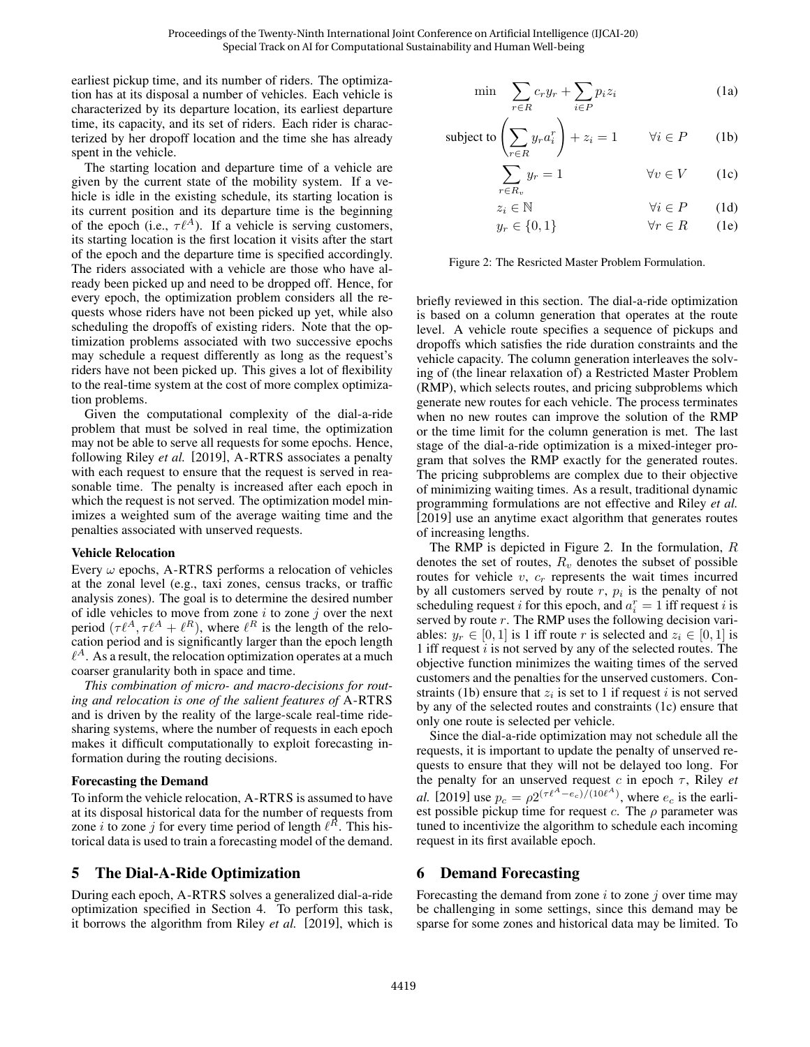earliest pickup time, and its number of riders. The optimization has at its disposal a number of vehicles. Each vehicle is characterized by its departure location, its earliest departure time, its capacity, and its set of riders. Each rider is characterized by her dropoff location and the time she has already spent in the vehicle.

The starting location and departure time of a vehicle are given by the current state of the mobility system. If a vehicle is idle in the existing schedule, its starting location is its current position and its departure time is the beginning of the epoch (i.e., $\tau\ell^A$). If a vehicle is serving customers, its starting location is the first location it visits after the start of the epoch and the departure time is specified accordingly. The riders associated with a vehicle are those who have already been picked up and need to be dropped off. Hence, for every epoch, the optimization problem considers all the requests whose riders have not been picked up yet, while also scheduling the dropoffs of existing riders. Note that the optimization problems associated with two successive epochs may schedule a request differently as long as the request's riders have not been picked up. This gives a lot of flexibility to the real-time system at the cost of more complex optimization problems.

Given the computational complexity of the dial-a-ride problem that must be solved in real time, the optimization may not be able to serve all requests for some epochs. Hence, following Riley *et al.* [2019], A-RTRS associates a penalty with each request to ensure that the request is served in reasonable time. The penalty is increased after each epoch in which the request is not served. The optimization model minimizes a weighted sum of the average waiting time and the penalties associated with unserved requests.

### Vehicle Relocation

Every $\omega$ epochs, A-RTRS performs a relocation of vehicles at the zonal level (e.g., taxi zones, census tracks, or traffic analysis zones). The goal is to determine the desired number of idle vehicles to move from zone $i$ to zone $j$ over the next period $(\tau\ell^A, \tau\ell^A + \ell^R)$, where $\ell^R$ is the length of the relocation period and is significantly larger than the epoch length $\ell^A$. As a result, the relocation optimization operates at a much coarser granularity both in space and time.

*This combination of micro- and macro-decisions for routing and relocation is one of the salient features of* A-RTRS and is driven by the reality of the large-scale real-time ridesharing systems, where the number of requests in each epoch makes it difficult computationally to exploit forecasting information during the routing decisions.

### Forecasting the Demand

To inform the vehicle relocation, A-RTRS is assumed to have at its disposal historical data for the number of requests from zone $i$ to zone $j$ for every time period of length $\ell^R$. This historical data is used to train a forecasting model of the demand.

## 5 The Dial-A-Ride Optimization

During each epoch, A-RTRS solves a generalized dial-a-ride optimization specified in Section 4. To perform this task, it borrows the algorithm from Riley *et al.* [2019], which is briefly reviewed in this section. The dial-a-ride optimization is based on a column generation that operates at the route level. A vehicle route specifies a sequence of pickups and dropoffs which satisfies the ride duration constraints and the vehicle capacity. The column generation interleaves the solving of (the linear relaxation of) a Restricted Master Problem (RMP), which selects routes, and pricing subproblems which generate new routes for each vehicle. The process terminates when no new routes can improve the solution of the RMP or the time limit for the column generation is met. The last stage of the dial-a-ride optimization is a mixed-integer program that solves the RMP exactly for the generated routes. The pricing subproblems are complex due to their objective of minimizing waiting times. As a result, traditional dynamic programming formulations are not effective and Riley *et al.* [2019] use an anytime exact algorithm that generates routes of increasing lengths.

$$
\begin{aligned}
\min \quad & \sum_{r \in R} c_r y_r + \sum_{i \in P} p_i z_i && \text{(1a)}\\
\text{subject to} \quad & \left( \sum_{r \in R} y_r a_i^r \right) + z_i = 1 \qquad && \forall i \in P \quad \text{(1b)}\\
& \sum_{r \in R_v} y_r = 1 && \forall v \in V \quad \text{(1c)}\\
& z_i \in \mathbb{N} && \forall i \in P \quad \text{(1d)}\\
& y_r \in \{0, 1\} && \forall r \in R \quad \text{(1e)}
\end{aligned}
$$

Figure 2: The Resricted Master Problem Formulation.

The RMP is depicted in Figure 2. In the formulation, $R$ denotes the set of routes, $R_v$ denotes the subset of possible routes for vehicle $v$, $c_r$ represents the wait times incurred by all customers served by route $r$, $p_i$ is the penalty of not scheduling request $i$ for this epoch, and $a_i^r = 1$ iff request $i$ is served by route $r$. The RMP uses the following decision variables: $y_r \in [0, 1]$ is 1 iff route $r$ is selected and $z_i \in [0, 1]$ is 1 iff request $i$ is not served by any of the selected routes. The objective function minimizes the waiting times of the served customers and the penalties for the unserved customers. Constraints (1b) ensure that $z_i$ is set to 1 if request $i$ is not served by any of the selected routes and constraints (1c) ensure that only one route is selected per vehicle.

Since the dial-a-ride optimization may not schedule all the requests, it is important to update the penalty of unserved requests to ensure that they will not be delayed too long. For the penalty for an unserved request $c$ in epoch $\tau$, Riley *et al.* [2019] use $p_c = \rho 2^{(\tau\ell^A - e_c)/(10\ell^A)}$, where $e_c$ is the earliest possible pickup time for request $c$. The $\rho$ parameter was tuned to incentivize the algorithm to schedule each incoming request in its first available epoch.

## 6 Demand Forecasting

Forecasting the demand from zone $i$ to zone $j$ over time may be challenging in some settings, since this demand may be sparse for some zones and historical data may be limited. To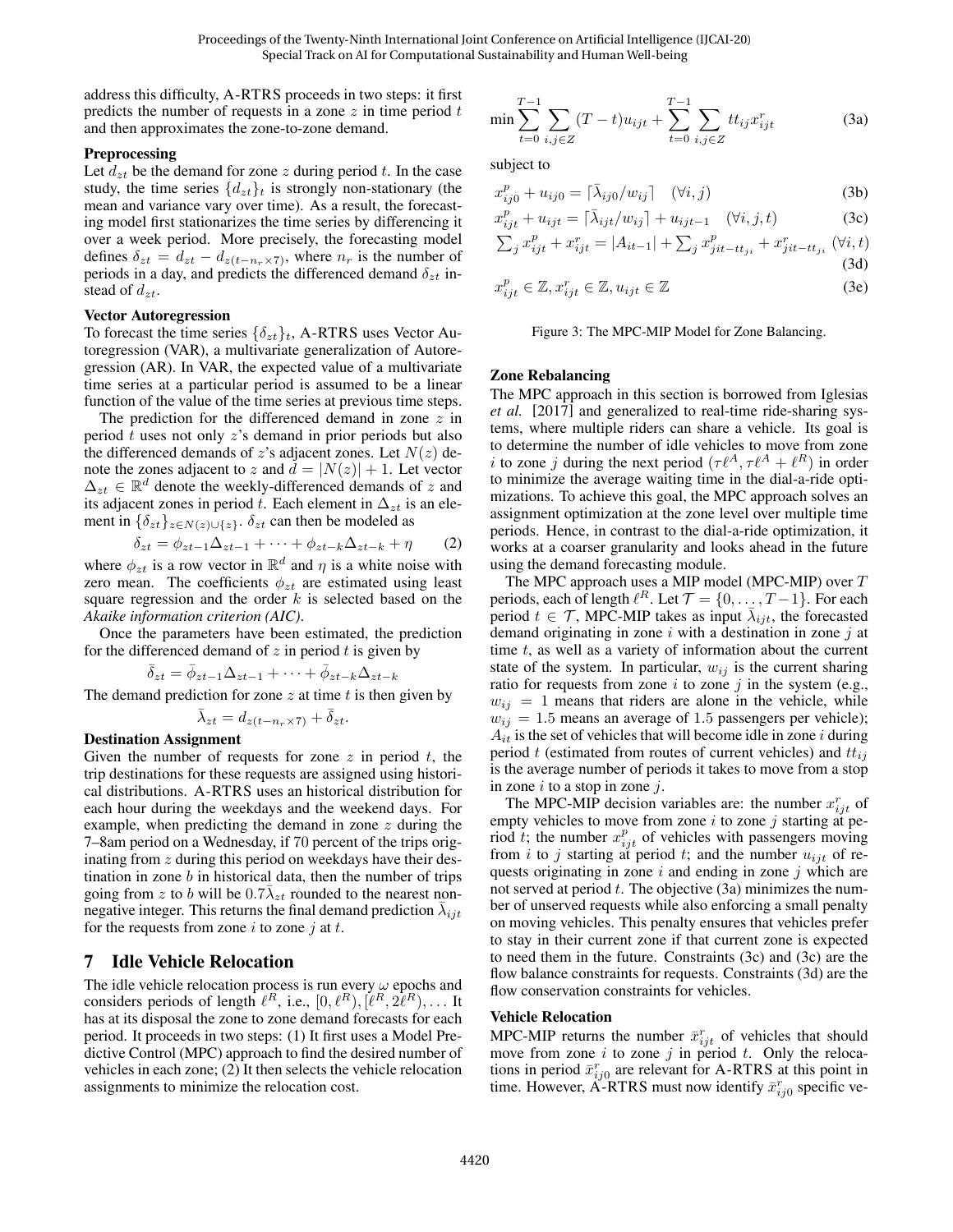address this difficulty, A-RTRS proceeds in two steps: it first predicts the number of requests in a zone $z$ in time period $t$ and then approximates the zone-to-zone demand.

### Preprocessing

Let $d_{zt}$ be the demand for zone $z$ during period $t$. In the case study, the time series $\{d_{zt}\}_t$ is strongly non-stationary (the mean and variance vary over time). As a result, the forecasting model first stationarizes the time series by differencing it over a week period. More precisely, the forecasting model defines $\delta_{zt} = d_{zt} - d_{z(t-n_r\times 7)}$, where $n_r$ is the number of periods in a day, and predicts the differenced demand $\delta_{zt}$ instead of $d_{zt}$.

### Vector Autoregression

To forecast the time series $\{\delta_{zt}\}_t$, A-RTRS uses Vector Autoregression (VAR), a multivariate generalization of Autoregression (AR). In VAR, the expected value of a multivariate time series at a particular period is assumed to be a linear function of the value of the time series at previous time steps.

The prediction for the differenced demand in zone $z$ in period $t$ uses not only $z$'s demand in prior periods but also the differenced demands of $z$'s adjacent zones. Let $N(z)$ denote the zones adjacent to $z$ and $d = |N(z)| + 1$. Let vector $\Delta_{zt} \in \mathbb{R}^d$ denote the weekly-differenced demands of $z$ and its adjacent zones in period $t$. Each element in $\Delta_{zt}$ is an element in $\{\delta_{zt}\}_{z\in N(z)\cup\{z\}}$. $\delta_{zt}$ can then be modeled as

$$\delta_{zt} = \phi_{zt-1}\Delta_{zt-1} + \cdots + \phi_{zt-k}\Delta_{zt-k} + \eta \qquad (2)$$

where $\phi_{zt}$ is a row vector in $\mathbb{R}^d$ and $\eta$ is a white noise with zero mean. The coefficients $\phi_{zt}$ are estimated using least square regression and the order $k$ is selected based on the *Akaike information criterion (AIC)*.

Once the parameters have been estimated, the prediction for the differenced demand of $z$ in period $t$ is given by

$$\bar{\delta}_{zt} = \bar{\phi}_{zt-1}\Delta_{zt-1} + \cdots + \bar{\phi}_{zt-k}\Delta_{zt-k}$$

The demand prediction for zone $z$ at time $t$ is then given by

$$\bar{\lambda}_{zt} = d_{z(t-n_r\times 7)} + \bar{\delta}_{zt}.$$

### Destination Assignment

Given the number of requests for zone $z$ in period $t$, the trip destinations for these requests are assigned using historical distributions. A-RTRS uses an historical distribution for each hour during the weekdays and the weekend days. For example, when predicting the demand in zone $z$ during the 7–8am period on a Wednesday, if 70 percent of the trips originating from $z$ during this period on weekdays have their destination in zone $b$ in historical data, then the number of trips going from $z$ to $b$ will be $0.7\bar{\lambda}_{zt}$ rounded to the nearest non-negative integer. This returns the final demand prediction $\bar{\lambda}_{ijt}$ for the requests from zone $i$ to zone $j$ at $t$.

## 7 Idle Vehicle Relocation

The idle vehicle relocation process is run every $\omega$ epochs and considers periods of length $\ell^R$, i.e., $[0, \ell^R), [\ell^R, 2\ell^R), \ldots$ It has at its disposal the zone to zone demand forecasts for each period. It proceeds in two steps: (1) It first uses a Model Predictive Control (MPC) approach to find the desired number of vehicles in each zone; (2) It then selects the vehicle relocation assignments to minimize the relocation cost.

$$\min \sum_{t=0}^{T-1} \sum_{i,j\in Z} (T-t)u_{ijt} + \sum_{t=0}^{T-1} \sum_{i,j\in Z} tt_{ij}x^r_{ijt} \qquad (3a)$$

subject to

$$x^p_{ij0} + u_{ij0} = \lceil \bar{\lambda}_{ij0}/w_{ij} \rceil \quad (\forall i,j) \qquad (3b)$$

$$x^p_{ijt} + u_{ijt} = \lceil \bar{\lambda}_{ijt}/w_{ij} \rceil + u_{ijt-1} \quad (\forall i,j,t) \qquad (3c)$$

$$\textstyle\sum_j x^p_{ijt} + x^r_{ijt} = |A_{it-1}| + \sum_j x^p_{jit-tt_{ji}} + x^r_{jit-tt_{ji}} \ (\forall i,t) \qquad (3d)$$

$$x^p_{ijt} \in \mathbb{Z}, x^r_{ijt} \in \mathbb{Z}, u_{ijt} \in \mathbb{Z} \qquad (3e)$$

Figure 3: The MPC-MIP Model for Zone Balancing.

### Zone Rebalancing

The MPC approach in this section is borrowed from Iglesias *et al.* [2017] and generalized to real-time ride-sharing systems, where multiple riders can share a vehicle. Its goal is to determine the number of idle vehicles to move from zone $i$ to zone $j$ during the next period $(\tau\ell^A, \tau\ell^A + \ell^R)$ in order to minimize the average waiting time in the dial-a-ride optimizations. To achieve this goal, the MPC approach solves an assignment optimization at the zone level over multiple time periods. Hence, in contrast to the dial-a-ride optimization, it works at a coarser granularity and looks ahead in the future using the demand forecasting module.

The MPC approach uses a MIP model (MPC-MIP) over $T$ periods, each of length $\ell^R$. Let $\mathcal{T} = \{0, \ldots, T-1\}$. For each period $t \in \mathcal{T}$, MPC-MIP takes as input $\bar{\lambda}_{ijt}$, the forecasted demand originating in zone $i$ with a destination in zone $j$ at time $t$, as well as a variety of information about the current state of the system. In particular, $w_{ij}$ is the current sharing ratio for requests from zone $i$ to zone $j$ in the system (e.g., $w_{ij} = 1$ means that riders are alone in the vehicle, while $w_{ij} = 1.5$ means an average of 1.5 passengers per vehicle); $A_{it}$ is the set of vehicles that will become idle in zone $i$ during period $t$ (estimated from routes of current vehicles) and $tt_{ij}$ is the average number of periods it takes to move from a stop in zone $i$ to a stop in zone $j$.

The MPC-MIP decision variables are: the number $x^r_{ijt}$ of empty vehicles to move from zone $i$ to zone $j$ starting at period $t$; the number $x^p_{ijt}$ of vehicles with passengers moving from $i$ to $j$ starting at period $t$; and the number $u_{ijt}$ of requests originating in zone $i$ and ending in zone $j$ which are not served at period $t$. The objective (3a) minimizes the number of unserved requests while also enforcing a small penalty on moving vehicles. This penalty ensures that vehicles prefer to stay in their current zone if that current zone is expected to need them in the future. Constraints (3c) and (3c) are the flow balance constraints for requests. Constraints (3d) are the flow conservation constraints for vehicles.

### Vehicle Relocation

MPC-MIP returns the number $\bar{x}^r_{ijt}$ of vehicles that should move from zone $i$ to zone $j$ in period $t$. Only the relocations in period $\bar{x}^r_{ij0}$ are relevant for A-RTRS at this point in time. However, A-RTRS must now identify $\bar{x}^r_{ij0}$ specific ve-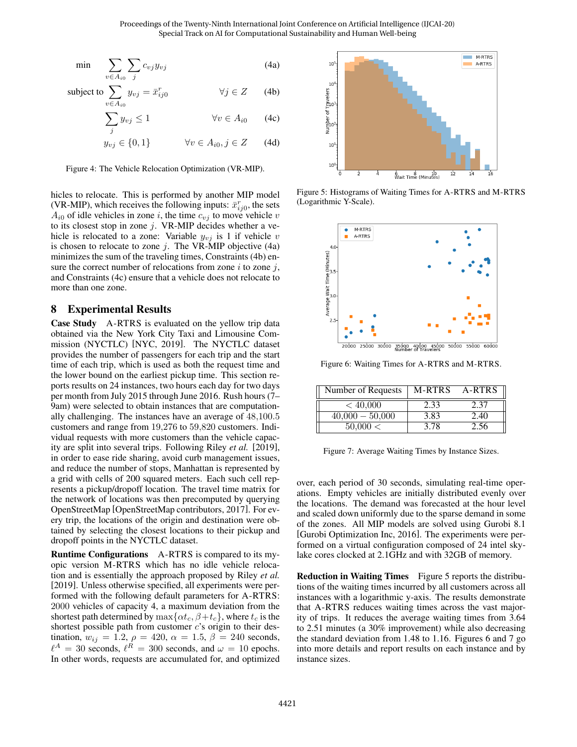$$
\begin{aligned}
\min \quad & \sum_{v \in A_{i0}} \sum_{j} c_{vj} y_{vj} && && \text{(4a)} \\
\text{subject to} \quad & \sum_{v \in A_{i0}} y_{vj} = \bar{x}^{r}_{ij0} && \forall j \in Z && \text{(4b)} \\
& \sum_{j} y_{vj} \leq 1 && \forall v \in A_{i0} && \text{(4c)} \\
& y_{vj} \in \{0, 1\} && \forall v \in A_{i0}, j \in Z && \text{(4d)}
\end{aligned}
$$

Figure 4: The Vehicle Relocation Optimization (VR-MIP).

hicles to relocate. This is performed by another MIP model (VR-MIP), which receives the following inputs: $\bar{x}^{r}_{ij0}$, the sets $A_{i0}$ of idle vehicles in zone $i$, the time $c_{vj}$ to move vehicle $v$ to its closest stop in zone $j$. VR-MIP decides whether a vehicle is relocated to a zone: Variable $y_{vj}$ is 1 if vehicle $v$ is chosen to relocate to zone $j$. The VR-MIP objective (4a) minimizes the sum of the traveling times, Constraints (4b) ensure the correct number of relocations from zone $i$ to zone $j$, and Constraints (4c) ensure that a vehicle does not relocate to more than one zone.

## 8 Experimental Results

**Case Study** A-RTRS is evaluated on the yellow trip data obtained via the New York City Taxi and Limousine Commission (NYCTLC) [NYC, 2019]. The NYCTLC dataset provides the number of passengers for each trip and the start time of each trip, which is used as both the request time and the lower bound on the earliest pickup time. This section reports results on 24 instances, two hours each day for two days per month from July 2015 through June 2016. Rush hours (7–9am) were selected to obtain instances that are computationally challenging. The instances have an average of 48,100.5 customers and range from 19,276 to 59,820 customers. Individual requests with more customers than the vehicle capacity are split into several trips. Following Riley *et al.* [2019], in order to ease ride sharing, avoid curb management issues, and reduce the number of stops, Manhattan is represented by a grid with cells of 200 squared meters. Each such cell represents a pickup/dropoff location. The travel time matrix for the network of locations was then precomputed by querying OpenStreetMap [OpenStreetMap contributors, 2017]. For every trip, the locations of the origin and destination were obtained by selecting the closest locations to their pickup and dropoff points in the NYCTLC dataset.

**Runtime Configurations** A-RTRS is compared to its myopic version M-RTRS which has no idle vehicle relocation and is essentially the approach proposed by Riley *et al.* [2019]. Unless otherwise specified, all experiments were performed with the following default parameters for A-RTRS: 2000 vehicles of capacity 4, a maximum deviation from the shortest path determined by $\max\{\alpha t_c, \beta + t_c\}$, where $t_c$ is the shortest possible path from customer $c$'s origin to their destination, $w_{ij} = 1.2$, $\rho = 420$, $\alpha = 1.5$, $\beta = 240$ seconds, $\ell^A = 30$ seconds, $\ell^R = 300$ seconds, and $\omega = 10$ epochs. In other words, requests are accumulated for, and optimized over, each period of 30 seconds, simulating real-time operations. Empty vehicles are initially distributed evenly over the locations. The demand was forecasted at the hour level and scaled down uniformly due to the sparse demand in some of the zones. All MIP models are solved using Gurobi 8.1 [Gurobi Optimization Inc, 2016]. The experiments were performed on a virtual configuration composed of 24 intel skylake cores clocked at 2.1GHz and with 32GB of memory.

Figure 5: Histograms of Waiting Times for A-RTRS and M-RTRS (Logarithmic Y-Scale).

Figure 6: Waiting Times for A-RTRS and M-RTRS.

| Number of Requests | M-RTRS | A-RTRS |
|---|---|---|
| $< 40{,}000$ | 2.33 | 2.37 |
| $40{,}000 - 50{,}000$ | 3.83 | 2.40 |
| $50{,}000 <$ | 3.78 | 2.56 |

Figure 7: Average Waiting Times by Instance Sizes.

**Reduction in Waiting Times** Figure 5 reports the distributions of the waiting times incurred by all customers across all instances with a logarithmic y-axis. The results demonstrate that A-RTRS reduces waiting times across the vast majority of trips. It reduces the average waiting times from 3.64 to 2.51 minutes (a 30% improvement) while also decreasing the standard deviation from 1.48 to 1.16. Figures 6 and 7 go into more details and report results on each instance and by instance sizes.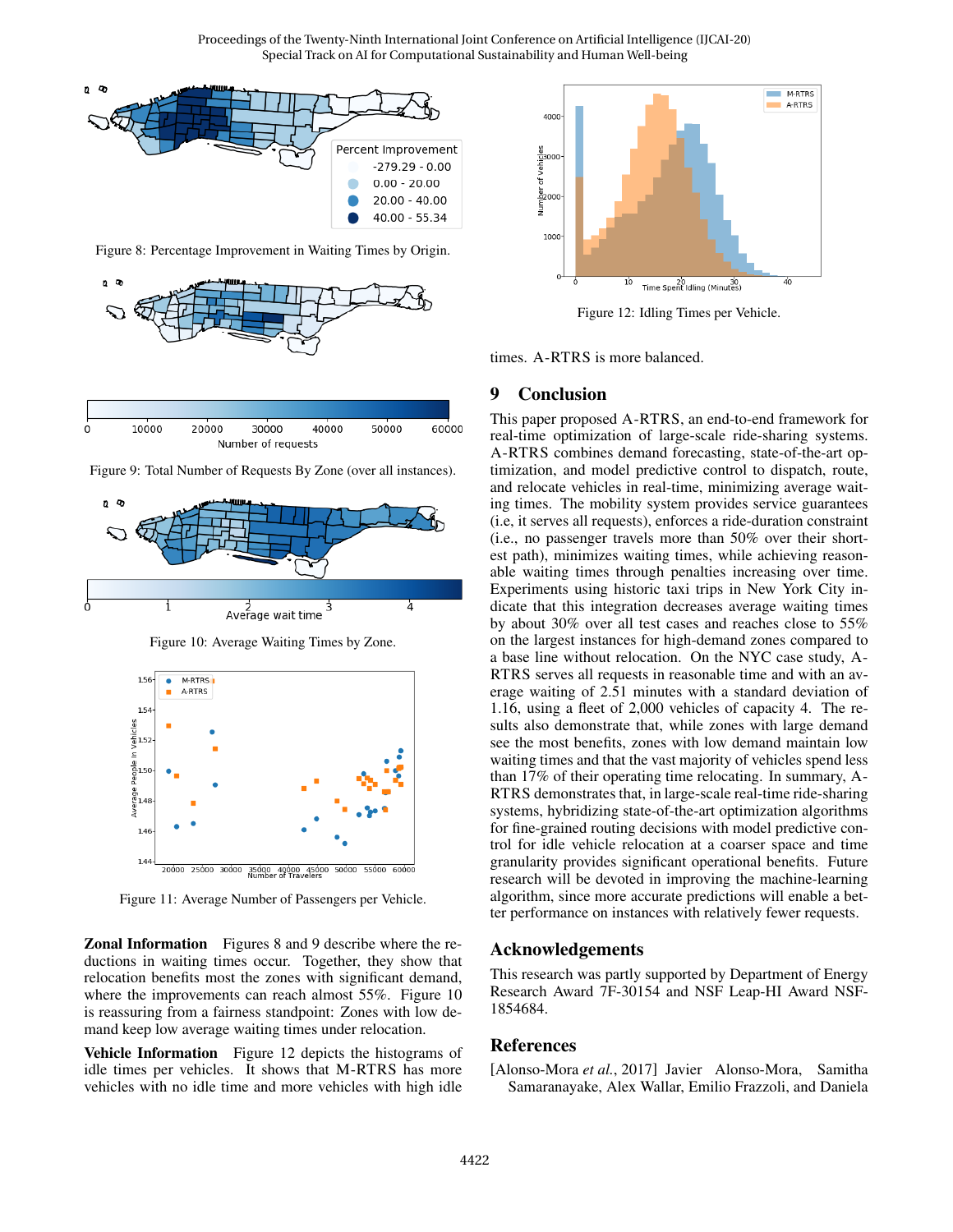Figure 8: Percentage Improvement in Waiting Times by Origin.

Figure 9: Total Number of Requests By Zone (over all instances).

Figure 10: Average Waiting Times by Zone.

Figure 11: Average Number of Passengers per Vehicle.

**Zonal Information** Figures 8 and 9 describe where the reductions in waiting times occur. Together, they show that relocation benefits most the zones with significant demand, where the improvements can reach almost 55%. Figure 10 is reassuring from a fairness standpoint: Zones with low demand keep low average waiting times under relocation.

**Vehicle Information** Figure 12 depicts the histograms of idle times per vehicles. It shows that M-RTRS has more vehicles with no idle time and more vehicles with high idle times. A-RTRS is more balanced.

Figure 12: Idling Times per Vehicle.

## 9 Conclusion

This paper proposed A-RTRS, an end-to-end framework for real-time optimization of large-scale ride-sharing systems. A-RTRS combines demand forecasting, state-of-the-art optimization, and model predictive control to dispatch, route, and relocate vehicles in real-time, minimizing average waiting times. The mobility system provides service guarantees (i.e, it serves all requests), enforces a ride-duration constraint (i.e., no passenger travels more than 50% over their shortest path), minimizes waiting times, while achieving reasonable waiting times through penalties increasing over time. Experiments using historic taxi trips in New York City indicate that this integration decreases average waiting times by about 30% over all test cases and reaches close to 55% on the largest instances for high-demand zones compared to a base line without relocation. On the NYC case study, A-RTRS serves all requests in reasonable time and with an average waiting of 2.51 minutes with a standard deviation of 1.16, using a fleet of 2,000 vehicles of capacity 4. The results also demonstrate that, while zones with large demand see the most benefits, zones with low demand maintain low waiting times and that the vast majority of vehicles spend less than 17% of their operating time relocating. In summary, A-RTRS demonstrates that, in large-scale real-time ride-sharing systems, hybridizing state-of-the-art optimization algorithms for fine-grained routing decisions with model predictive control for idle vehicle relocation at a coarser space and time granularity provides significant operational benefits. Future research will be devoted in improving the machine-learning algorithm, since more accurate predictions will enable a better performance on instances with relatively fewer requests.

## Acknowledgements

This research was partly supported by Department of Energy Research Award 7F-30154 and NSF Leap-HI Award NSF-1854684.

## References

[Alonso-Mora *et al.*, 2017] Javier Alonso-Mora, Samitha Samaranayake, Alex Wallar, Emilio Frazzoli, and Daniela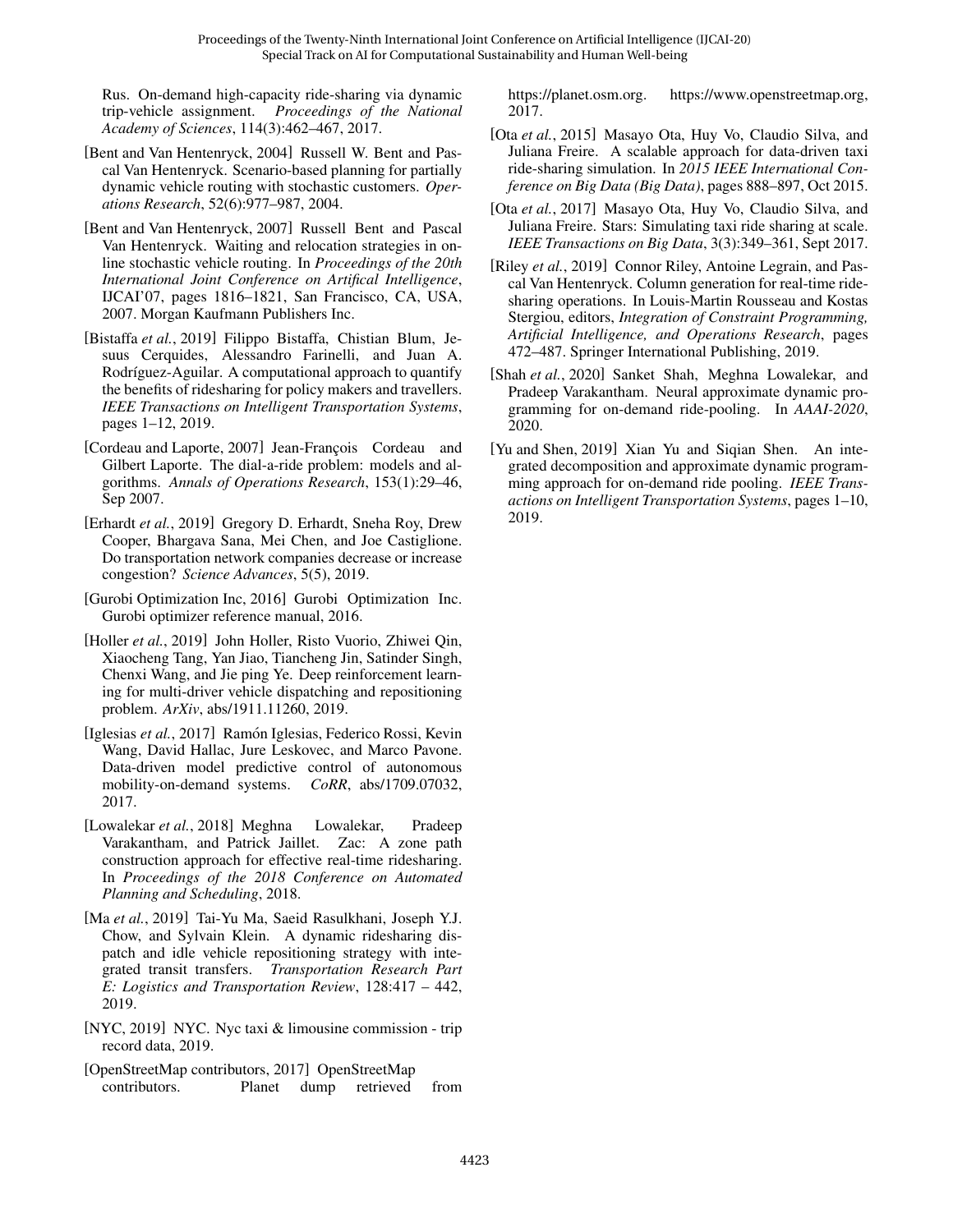Rus. On-demand high-capacity ride-sharing via dynamic trip-vehicle assignment. *Proceedings of the National Academy of Sciences*, 114(3):462–467, 2017.

[Bent and Van Hentenryck, 2004] Russell W. Bent and Pascal Van Hentenryck. Scenario-based planning for partially dynamic vehicle routing with stochastic customers. *Operations Research*, 52(6):977–987, 2004.

[Bent and Van Hentenryck, 2007] Russell Bent and Pascal Van Hentenryck. Waiting and relocation strategies in online stochastic vehicle routing. In *Proceedings of the 20th International Joint Conference on Artifical Intelligence*, IJCAI'07, pages 1816–1821, San Francisco, CA, USA, 2007. Morgan Kaufmann Publishers Inc.

[Bistaffa *et al.*, 2019] Filippo Bistaffa, Chistian Blum, Jesuus Cerquides, Alessandro Farinelli, and Juan A. Rodríguez-Aguilar. A computational approach to quantify the benefits of ridesharing for policy makers and travellers. *IEEE Transactions on Intelligent Transportation Systems*, pages 1–12, 2019.

[Cordeau and Laporte, 2007] Jean-François Cordeau and Gilbert Laporte. The dial-a-ride problem: models and algorithms. *Annals of Operations Research*, 153(1):29–46, Sep 2007.

[Erhardt *et al.*, 2019] Gregory D. Erhardt, Sneha Roy, Drew Cooper, Bhargava Sana, Mei Chen, and Joe Castiglione. Do transportation network companies decrease or increase congestion? *Science Advances*, 5(5), 2019.

[Gurobi Optimization Inc, 2016] Gurobi Optimization Inc. Gurobi optimizer reference manual, 2016.

[Holler *et al.*, 2019] John Holler, Risto Vuorio, Zhiwei Qin, Xiaocheng Tang, Yan Jiao, Tiancheng Jin, Satinder Singh, Chenxi Wang, and Jie ping Ye. Deep reinforcement learning for multi-driver vehicle dispatching and repositioning problem. *ArXiv*, abs/1911.11260, 2019.

[Iglesias *et al.*, 2017] Ramón Iglesias, Federico Rossi, Kevin Wang, David Hallac, Jure Leskovec, and Marco Pavone. Data-driven model predictive control of autonomous mobility-on-demand systems. *CoRR*, abs/1709.07032, 2017.

[Lowalekar *et al.*, 2018] Meghna Lowalekar, Pradeep Varakantham, and Patrick Jaillet. Zac: A zone path construction approach for effective real-time ridesharing. In *Proceedings of the 2018 Conference on Automated Planning and Scheduling*, 2018.

[Ma *et al.*, 2019] Tai-Yu Ma, Saeid Rasulkhani, Joseph Y.J. Chow, and Sylvain Klein. A dynamic ridesharing dispatch and idle vehicle repositioning strategy with integrated transit transfers. *Transportation Research Part E: Logistics and Transportation Review*, 128:417 – 442, 2019.

[NYC, 2019] NYC. Nyc taxi & limousine commission - trip record data, 2019.

[OpenStreetMap contributors, 2017] OpenStreetMap contributors. Planet dump retrieved from https://planet.osm.org. https://www.openstreetmap.org, 2017.

[Ota *et al.*, 2015] Masayo Ota, Huy Vo, Claudio Silva, and Juliana Freire. A scalable approach for data-driven taxi ride-sharing simulation. In *2015 IEEE International Conference on Big Data (Big Data)*, pages 888–897, Oct 2015.

[Ota *et al.*, 2017] Masayo Ota, Huy Vo, Claudio Silva, and Juliana Freire. Stars: Simulating taxi ride sharing at scale. *IEEE Transactions on Big Data*, 3(3):349–361, Sept 2017.

[Riley *et al.*, 2019] Connor Riley, Antoine Legrain, and Pascal Van Hentenryck. Column generation for real-time ride-sharing operations. In Louis-Martin Rousseau and Kostas Stergiou, editors, *Integration of Constraint Programming, Artificial Intelligence, and Operations Research*, pages 472–487. Springer International Publishing, 2019.

[Shah *et al.*, 2020] Sanket Shah, Meghna Lowalekar, and Pradeep Varakantham. Neural approximate dynamic programming for on-demand ride-pooling. In *AAAI-2020*, 2020.

[Yu and Shen, 2019] Xian Yu and Siqian Shen. An integrated decomposition and approximate dynamic programming approach for on-demand ride pooling. *IEEE Transactions on Intelligent Transportation Systems*, pages 1–10, 2019.